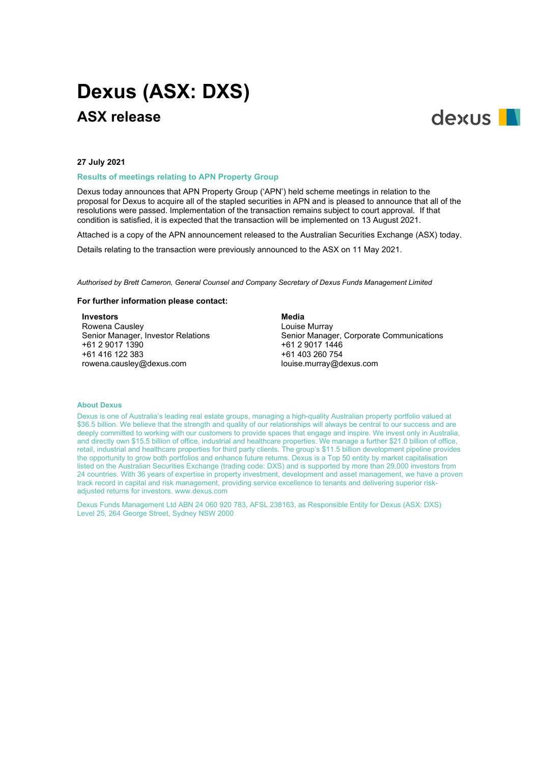# Dexus (ASX: DXS)

## ASX release

**27 July 2021**

### Results of meetings relating to APN Property Group

Dexus today announces that APN Property Group ('APN') held scheme meetings in relation to the proposal for Dexus to acquire all of the stapled securities in APN and is pleased to announce that all of the resolutions were passed. Implementation of the transaction remains subject to court approval. If that condition is satisfied, it is expected that the transaction will be implemented on 13 August 2021.

Attached is a copy of the APN announcement released to the Australian Securities Exchange (ASX) today.

Details relating to the transaction were previously announced to the ASX on 11 May 2021.

*Authorised by Brett Cameron, General Counsel and Company Secretary of Dexus Funds Management Limited*

**For further information please contact:**

**Investors**
Rowena Causley
Senior Manager, Investor Relations
+61 2 9017 1390
+61 416 122 383
rowena.causley@dexus.com

**Media**
Louise Murray
Senior Manager, Corporate Communications
+61 2 9017 1446
+61 403 260 754
louise.murray@dexus.com

### About Dexus

Dexus is one of Australia's leading real estate groups, managing a high-quality Australian property portfolio valued at $36.5 billion. We believe that the strength and quality of our relationships will always be central to our success and are deeply committed to working with our customers to provide spaces that engage and inspire. We invest only in Australia, and directly own $15.5 billion of office, industrial and healthcare properties. We manage a further $21.0 billion of office, retail, industrial and healthcare properties for third party clients. The group's $11.5 billion development pipeline provides the opportunity to grow both portfolios and enhance future returns. Dexus is a Top 50 entity by market capitalisation listed on the Australian Securities Exchange (trading code: DXS) and is supported by more than 29,000 investors from 24 countries. With 36 years of expertise in property investment, development and asset management, we have a proven track record in capital and risk management, providing service excellence to tenants and delivering superior risk-adjusted returns for investors. www.dexus.com

Dexus Funds Management Ltd ABN 24 060 920 783, AFSL 238163, as Responsible Entity for Dexus (ASX: DXS)
Level 25, 264 George Street, Sydney NSW 2000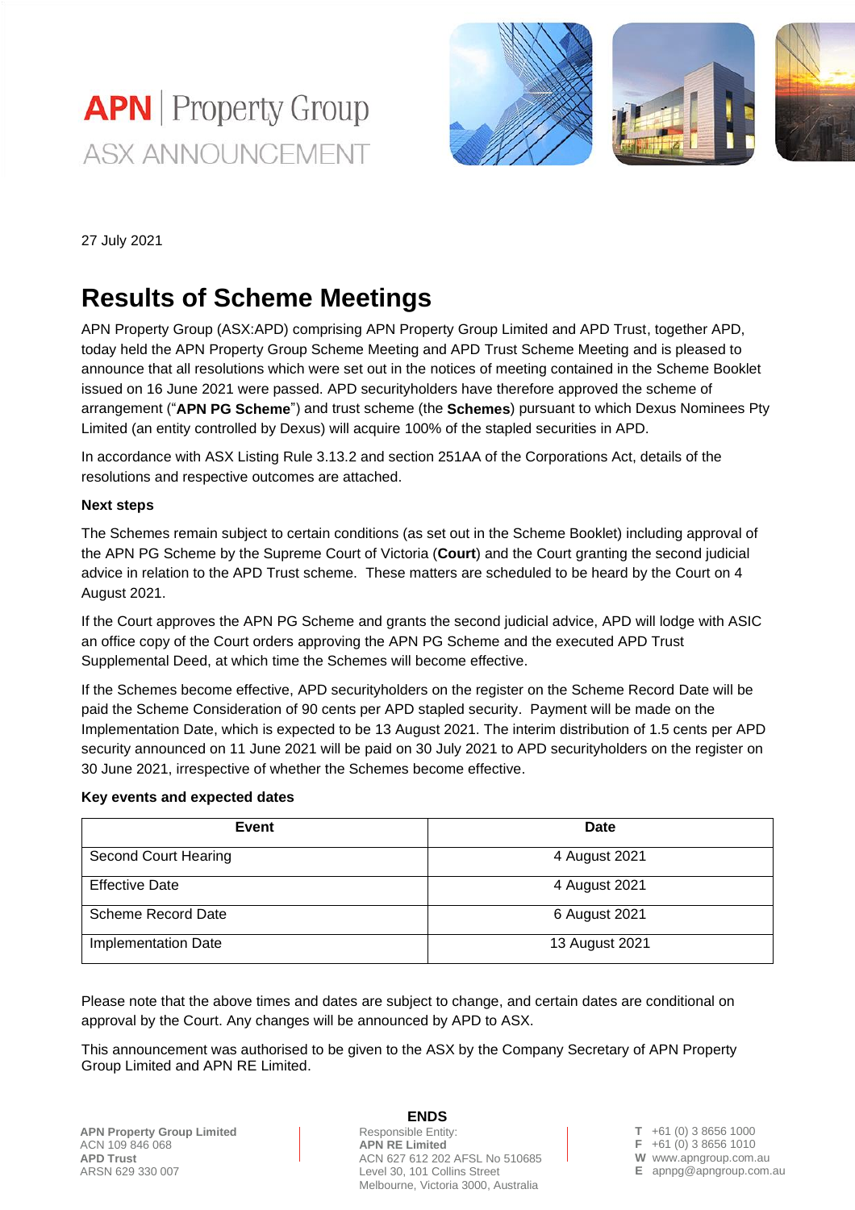# APN | Property Group

ASX ANNOUNCEMENT

27 July 2021

## Results of Scheme Meetings

APN Property Group (ASX:APD) comprising APN Property Group Limited and APD Trust, together APD, today held the APN Property Group Scheme Meeting and APD Trust Scheme Meeting and is pleased to announce that all resolutions which were set out in the notices of meeting contained in the Scheme Booklet issued on 16 June 2021 were passed. APD securityholders have therefore approved the scheme of arrangement ("**APN PG Scheme**") and trust scheme (the **Schemes**) pursuant to which Dexus Nominees Pty Limited (an entity controlled by Dexus) will acquire 100% of the stapled securities in APD.

In accordance with ASX Listing Rule 3.13.2 and section 251AA of the Corporations Act, details of the resolutions and respective outcomes are attached.

**Next steps**

The Schemes remain subject to certain conditions (as set out in the Scheme Booklet) including approval of the APN PG Scheme by the Supreme Court of Victoria (**Court**) and the Court granting the second judicial advice in relation to the APD Trust scheme. These matters are scheduled to be heard by the Court on 4 August 2021.

If the Court approves the APN PG Scheme and grants the second judicial advice, APD will lodge with ASIC an office copy of the Court orders approving the APN PG Scheme and the executed APD Trust Supplemental Deed, at which time the Schemes will become effective.

If the Schemes become effective, APD securityholders on the register on the Scheme Record Date will be paid the Scheme Consideration of 90 cents per APD stapled security. Payment will be made on the Implementation Date, which is expected to be 13 August 2021. The interim distribution of 1.5 cents per APD security announced on 11 June 2021 will be paid on 30 July 2021 to APD securityholders on the register on 30 June 2021, irrespective of whether the Schemes become effective.

**Key events and expected dates**

| Event | Date |
|---|---|
| Second Court Hearing | 4 August 2021 |
| Effective Date | 4 August 2021 |
| Scheme Record Date | 6 August 2021 |
| Implementation Date | 13 August 2021 |

Please note that the above times and dates are subject to change, and certain dates are conditional on approval by the Court. Any changes will be announced by APD to ASX.

This announcement was authorised to be given to the ASX by the Company Secretary of APN Property Group Limited and APN RE Limited.

**ENDS**

**APN Property Group Limited**
ACN 109 846 068
**APD Trust**
ARSN 629 330 007

Responsible Entity:
**APN RE Limited**
ACN 627 612 202 AFSL No 510685
Level 30, 101 Collins Street
Melbourne, Victoria 3000, Australia

T +61 (0) 3 8656 1000
F +61 (0) 3 8656 1010
W www.apngroup.com.au
E apnpg@apngroup.com.au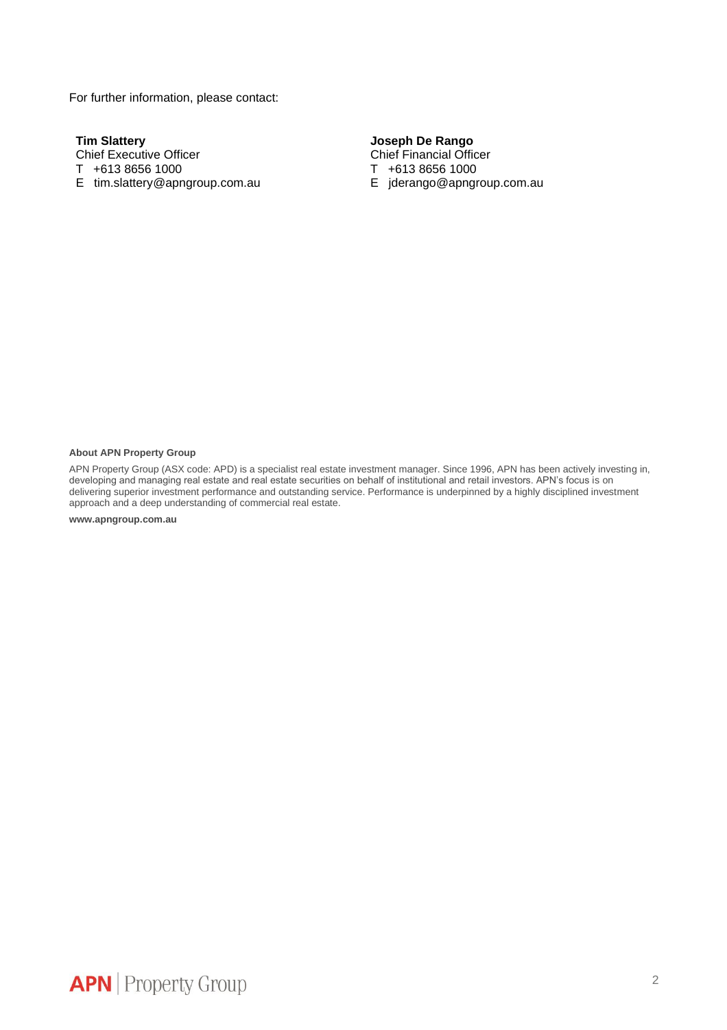For further information, please contact:

**Tim Slattery**
Chief Executive Officer
T +613 8656 1000
E tim.slattery@apngroup.com.au

**Joseph De Rango**
Chief Financial Officer
T +613 8656 1000
E jderango@apngroup.com.au

**About APN Property Group**

APN Property Group (ASX code: APD) is a specialist real estate investment manager. Since 1996, APN has been actively investing in, developing and managing real estate and real estate securities on behalf of institutional and retail investors. APN's focus is on delivering superior investment performance and outstanding service. Performance is underpinned by a highly disciplined investment approach and a deep understanding of commercial real estate.

**www.apngroup.com.au**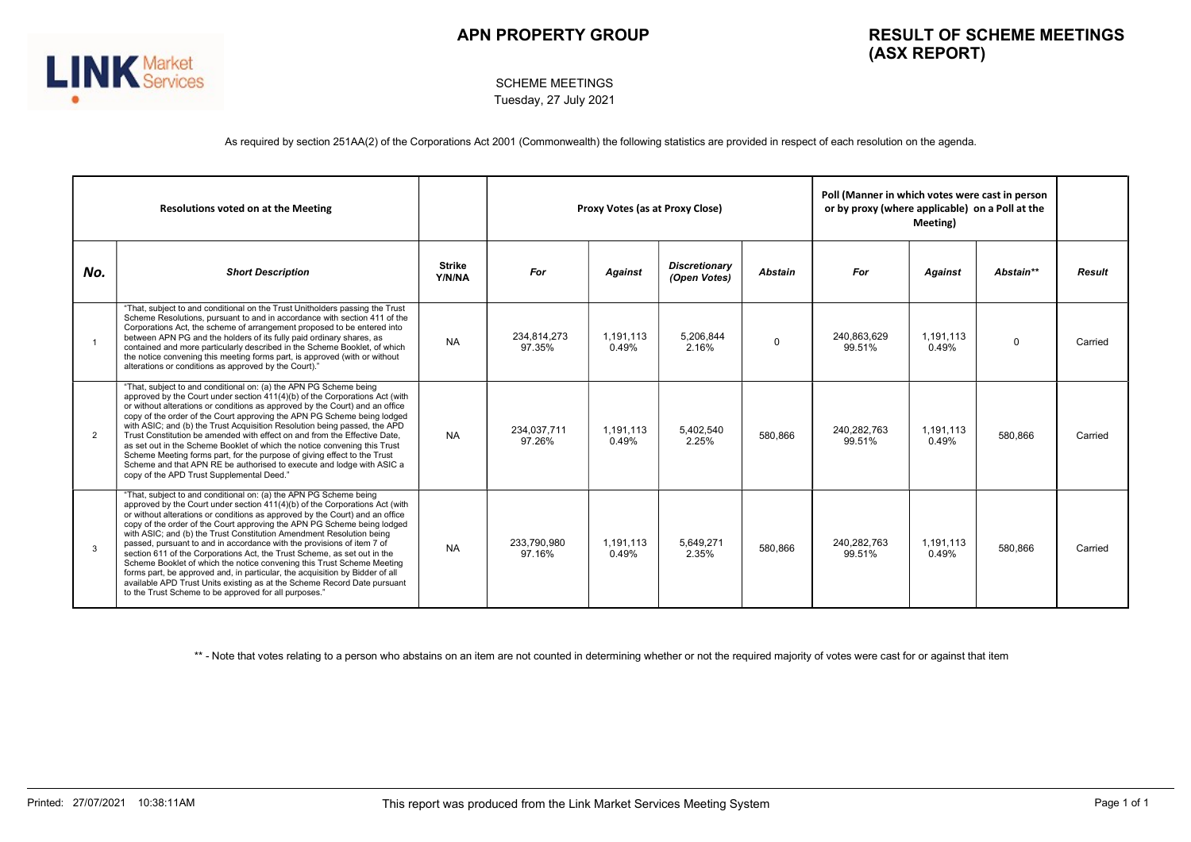# APN PROPERTY GROUP

# RESULT OF SCHEME MEETINGS (ASX REPORT)

SCHEME MEETINGS
Tuesday, 27 July 2021

As required by section 251AA(2) of the Corporations Act 2001 (Commonwealth) the following statistics are provided in respect of each resolution on the agenda.

| Resolutions voted on at the Meeting | | | Proxy Votes (as at Proxy Close) | | | | Poll (Manner in which votes were cast in person or by proxy (where applicable) on a Poll at the Meeting) | | | |
|---|---|---|---|---|---|---|---|---|---|---|
| ***No.*** | ***Short Description*** | **Strike Y/N/NA** | ***For*** | ***Against*** | ***Discretionary (Open Votes)*** | ***Abstain*** | ***For*** | ***Against*** | ***Abstain\*\**** | ***Result*** |
| 1 | "That, subject to and conditional on the Trust Unitholders passing the Trust Scheme Resolutions, pursuant to and in accordance with section 411 of the Corporations Act, the scheme of arrangement proposed to be entered into between APN PG and the holders of its fully paid ordinary shares, as contained and more particularly described in the Scheme Booklet, of which the notice convening this meeting forms part, is approved (with or without alterations or conditions as approved by the Court)." | NA | 234,814,273 97.35% | 1,191,113 0.49% | 5,206,844 2.16% | 0 | 240,863,629 99.51% | 1,191,113 0.49% | 0 | Carried |
| 2 | "That, subject to and conditional on: (a) the APN PG Scheme being approved by the Court under section 411(4)(b) of the Corporations Act (with or without alterations or conditions as approved by the Court) and an office copy of the order of the Court approving the APN PG Scheme being lodged with ASIC; and (b) the Trust Acquisition Resolution being passed, the APD Trust Constitution be amended with effect on and from the Effective Date, as set out in the Scheme Booklet of which the notice convening this Trust Scheme Meeting forms part, for the purpose of giving effect to the Trust Scheme and that APN RE be authorised to execute and lodge with ASIC a copy of the APD Trust Supplemental Deed." | NA | 234,037,711 97.26% | 1,191,113 0.49% | 5,402,540 2.25% | 580,866 | 240,282,763 99.51% | 1,191,113 0.49% | 580,866 | Carried |
| 3 | "That, subject to and conditional on: (a) the APN PG Scheme being approved by the Court under section 411(4)(b) of the Corporations Act (with or without alterations or conditions as approved by the Court) and an office copy of the order of the Court approving the APN PG Scheme being lodged with ASIC; and (b) the Trust Constitution Amendment Resolution being passed, pursuant to and in accordance with the provisions of item 7 of section 611 of the Corporations Act, the Trust Scheme, as set out in the Scheme Booklet of which the notice convening this Trust Scheme Meeting forms part, be approved and, in particular, the acquisition by Bidder of all available APD Trust Units existing as at the Scheme Record Date pursuant to the Trust Scheme to be approved for all purposes." | NA | 233,790,980 97.16% | 1,191,113 0.49% | 5,649,271 2.35% | 580,866 | 240,282,763 99.51% | 1,191,113 0.49% | 580,866 | Carried |

** - Note that votes relating to a person who abstains on an item are not counted in determining whether or not the required majority of votes were cast for or against that item

Printed: 27/07/2021 10:38:11AM

This report was produced from the Link Market Services Meeting System